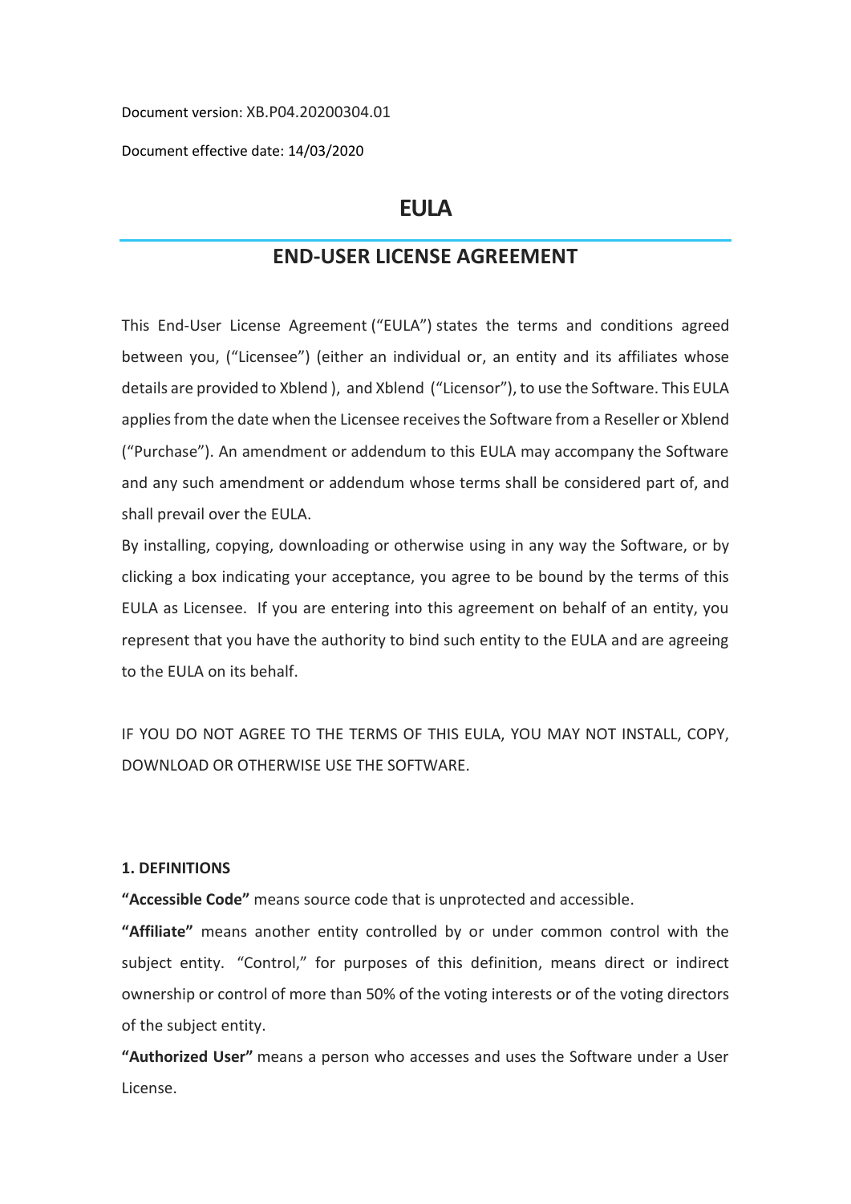Document version: XB.P04.20200304.01

Document effective date: 14/03/2020

# EULA

## END-USER LICENSE AGREEMENT

This End-User License Agreement ("EULA") states the terms and conditions agreed between you, ("Licensee") (either an individual or, an entity and its affiliates whose details are provided to Xblend ), and Xblend ("Licensor"), to use the Software. This EULA applies from the date when the Licensee receives the Software from a Reseller or Xblend ("Purchase"). An amendment or addendum to this EULA may accompany the Software and any such amendment or addendum whose terms shall be considered part of, and shall prevail over the EULA.

By installing, copying, downloading or otherwise using in any way the Software, or by clicking a box indicating your acceptance, you agree to be bound by the terms of this EULA as Licensee. If you are entering into this agreement on behalf of an entity, you represent that you have the authority to bind such entity to the EULA and are agreeing to the EULA on its behalf.

IF YOU DO NOT AGREE TO THE TERMS OF THIS EULA, YOU MAY NOT INSTALL, COPY, DOWNLOAD OR OTHERWISE USE THE SOFTWARE.

**1. DEFINITIONS**

**"Accessible Code"** means source code that is unprotected and accessible.

**"Affiliate"** means another entity controlled by or under common control with the subject entity. "Control," for purposes of this definition, means direct or indirect ownership or control of more than 50% of the voting interests or of the voting directors of the subject entity.

**"Authorized User"** means a person who accesses and uses the Software under a User License.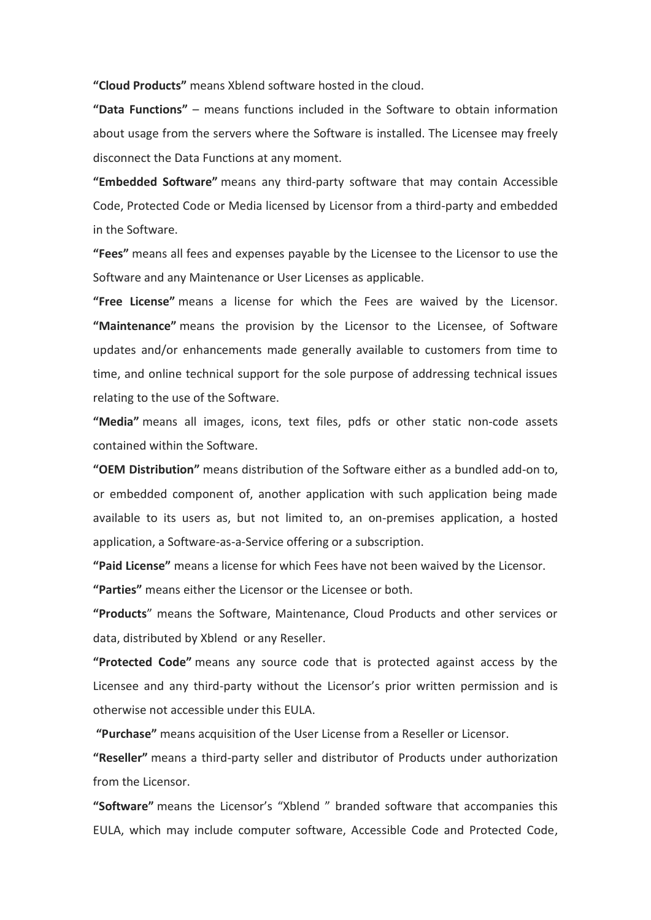**"Cloud Products"** means Xblend software hosted in the cloud.

**"Data Functions"** – means functions included in the Software to obtain information about usage from the servers where the Software is installed. The Licensee may freely disconnect the Data Functions at any moment.

**"Embedded Software"** means any third-party software that may contain Accessible Code, Protected Code or Media licensed by Licensor from a third-party and embedded in the Software.

**"Fees"** means all fees and expenses payable by the Licensee to the Licensor to use the Software and any Maintenance or User Licenses as applicable.

**"Free License"** means a license for which the Fees are waived by the Licensor. **"Maintenance"** means the provision by the Licensor to the Licensee, of Software updates and/or enhancements made generally available to customers from time to time, and online technical support for the sole purpose of addressing technical issues relating to the use of the Software.

**"Media"** means all images, icons, text files, pdfs or other static non-code assets contained within the Software.

**"OEM Distribution"** means distribution of the Software either as a bundled add-on to, or embedded component of, another application with such application being made available to its users as, but not limited to, an on-premises application, a hosted application, a Software-as-a-Service offering or a subscription.

**"Paid License"** means a license for which Fees have not been waived by the Licensor.

**"Parties"** means either the Licensor or the Licensee or both.

**"Products**" means the Software, Maintenance, Cloud Products and other services or data, distributed by Xblend or any Reseller.

**"Protected Code"** means any source code that is protected against access by the Licensee and any third-party without the Licensor's prior written permission and is otherwise not accessible under this EULA.

**"Purchase"** means acquisition of the User License from a Reseller or Licensor.

**"Reseller"** means a third-party seller and distributor of Products under authorization from the Licensor.

**"Software"** means the Licensor's "Xblend " branded software that accompanies this EULA, which may include computer software, Accessible Code and Protected Code,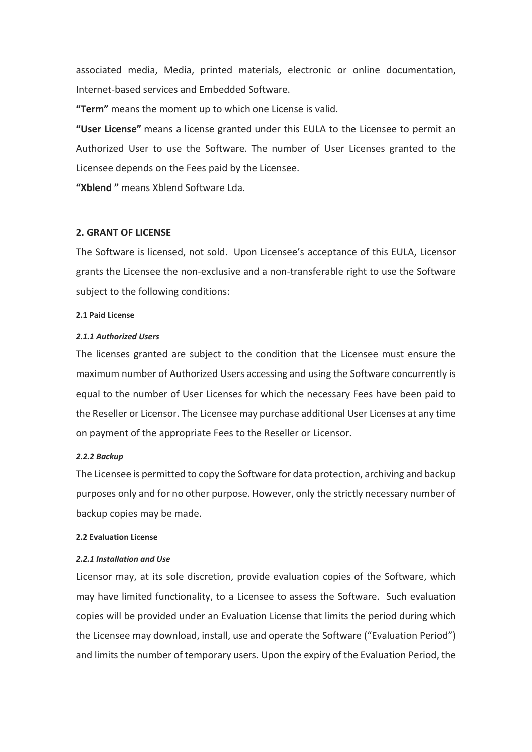associated media, Media, printed materials, electronic or online documentation, Internet-based services and Embedded Software.

**"Term"** means the moment up to which one License is valid.

**"User License"** means a license granted under this EULA to the Licensee to permit an Authorized User to use the Software. The number of User Licenses granted to the Licensee depends on the Fees paid by the Licensee.

**"Xblend "** means Xblend Software Lda.

## 2. GRANT OF LICENSE

The Software is licensed, not sold. Upon Licensee's acceptance of this EULA, Licensor grants the Licensee the non-exclusive and a non-transferable right to use the Software subject to the following conditions:

### 2.1 Paid License

#### *2.1.1 Authorized Users*

The licenses granted are subject to the condition that the Licensee must ensure the maximum number of Authorized Users accessing and using the Software concurrently is equal to the number of User Licenses for which the necessary Fees have been paid to the Reseller or Licensor. The Licensee may purchase additional User Licenses at any time on payment of the appropriate Fees to the Reseller or Licensor.

#### *2.2.2 Backup*

The Licensee is permitted to copy the Software for data protection, archiving and backup purposes only and for no other purpose. However, only the strictly necessary number of backup copies may be made.

### 2.2 Evaluation License

#### *2.2.1 Installation and Use*

Licensor may, at its sole discretion, provide evaluation copies of the Software, which may have limited functionality, to a Licensee to assess the Software. Such evaluation copies will be provided under an Evaluation License that limits the period during which the Licensee may download, install, use and operate the Software ("Evaluation Period") and limits the number of temporary users. Upon the expiry of the Evaluation Period, the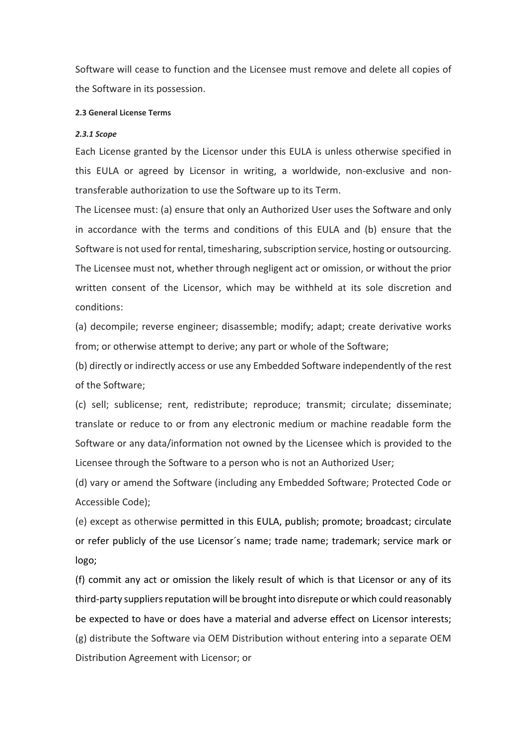Software will cease to function and the Licensee must remove and delete all copies of the Software in its possession.

#### 2.3 General License Terms

##### *2.3.1 Scope*

Each License granted by the Licensor under this EULA is unless otherwise specified in this EULA or agreed by Licensor in writing, a worldwide, non-exclusive and non-transferable authorization to use the Software up to its Term.

The Licensee must: (a) ensure that only an Authorized User uses the Software and only in accordance with the terms and conditions of this EULA and (b) ensure that the Software is not used for rental, timesharing, subscription service, hosting or outsourcing.

The Licensee must not, whether through negligent act or omission, or without the prior written consent of the Licensor, which may be withheld at its sole discretion and conditions:

(a) decompile; reverse engineer; disassemble; modify; adapt; create derivative works from; or otherwise attempt to derive; any part or whole of the Software;

(b) directly or indirectly access or use any Embedded Software independently of the rest of the Software;

(c) sell; sublicense; rent, redistribute; reproduce; transmit; circulate; disseminate; translate or reduce to or from any electronic medium or machine readable form the Software or any data/information not owned by the Licensee which is provided to the Licensee through the Software to a person who is not an Authorized User;

(d) vary or amend the Software (including any Embedded Software; Protected Code or Accessible Code);

(e) except as otherwise permitted in this EULA, publish; promote; broadcast; circulate or refer publicly of the use Licensor´s name; trade name; trademark; service mark or logo;

(f) commit any act or omission the likely result of which is that Licensor or any of its third-party suppliers reputation will be brought into disrepute or which could reasonably be expected to have or does have a material and adverse effect on Licensor interests;

(g) distribute the Software via OEM Distribution without entering into a separate OEM Distribution Agreement with Licensor; or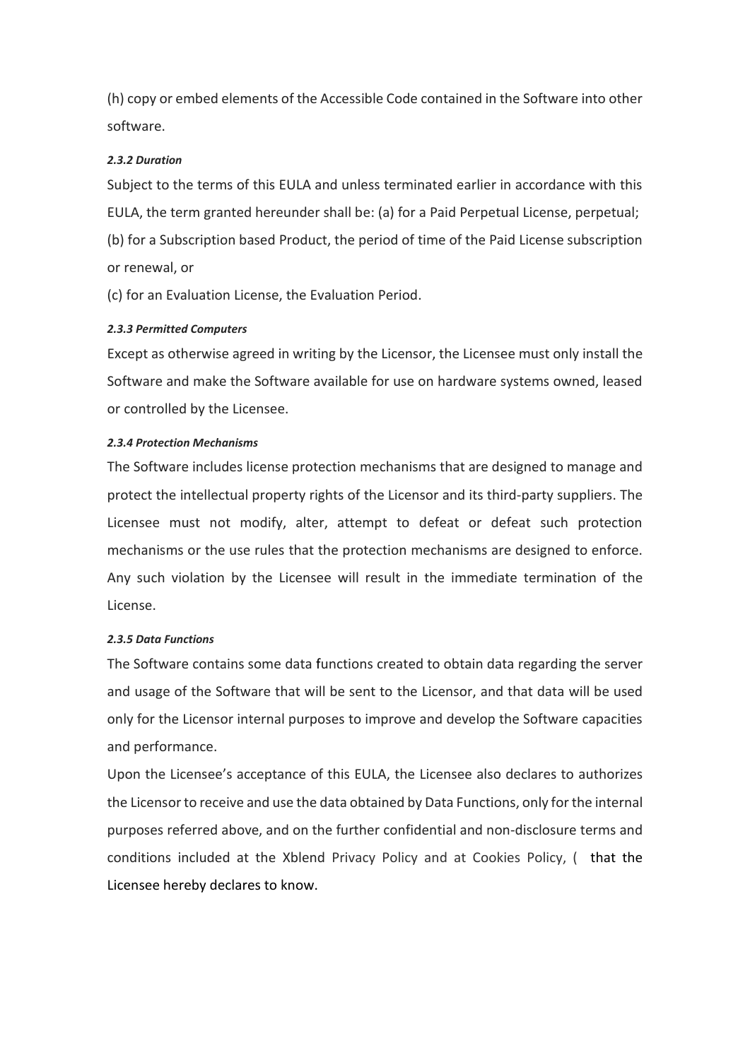(h) copy or embed elements of the Accessible Code contained in the Software into other software.

#### *2.3.2 Duration*

Subject to the terms of this EULA and unless terminated earlier in accordance with this EULA, the term granted hereunder shall be: (a) for a Paid Perpetual License, perpetual; (b) for a Subscription based Product, the period of time of the Paid License subscription or renewal, or

(c) for an Evaluation License, the Evaluation Period.

#### *2.3.3 Permitted Computers*

Except as otherwise agreed in writing by the Licensor, the Licensee must only install the Software and make the Software available for use on hardware systems owned, leased or controlled by the Licensee.

#### *2.3.4 Protection Mechanisms*

The Software includes license protection mechanisms that are designed to manage and protect the intellectual property rights of the Licensor and its third-party suppliers. The Licensee must not modify, alter, attempt to defeat or defeat such protection mechanisms or the use rules that the protection mechanisms are designed to enforce. Any such violation by the Licensee will result in the immediate termination of the License.

#### *2.3.5 Data Functions*

The Software contains some data functions created to obtain data regarding the server and usage of the Software that will be sent to the Licensor, and that data will be used only for the Licensor internal purposes to improve and develop the Software capacities and performance.

Upon the Licensee's acceptance of this EULA, the Licensee also declares to authorizes the Licensor to receive and use the data obtained by Data Functions, only for the internal purposes referred above, and on the further confidential and non-disclosure terms and conditions included at the Xblend Privacy Policy and at Cookies Policy, ( that the Licensee hereby declares to know.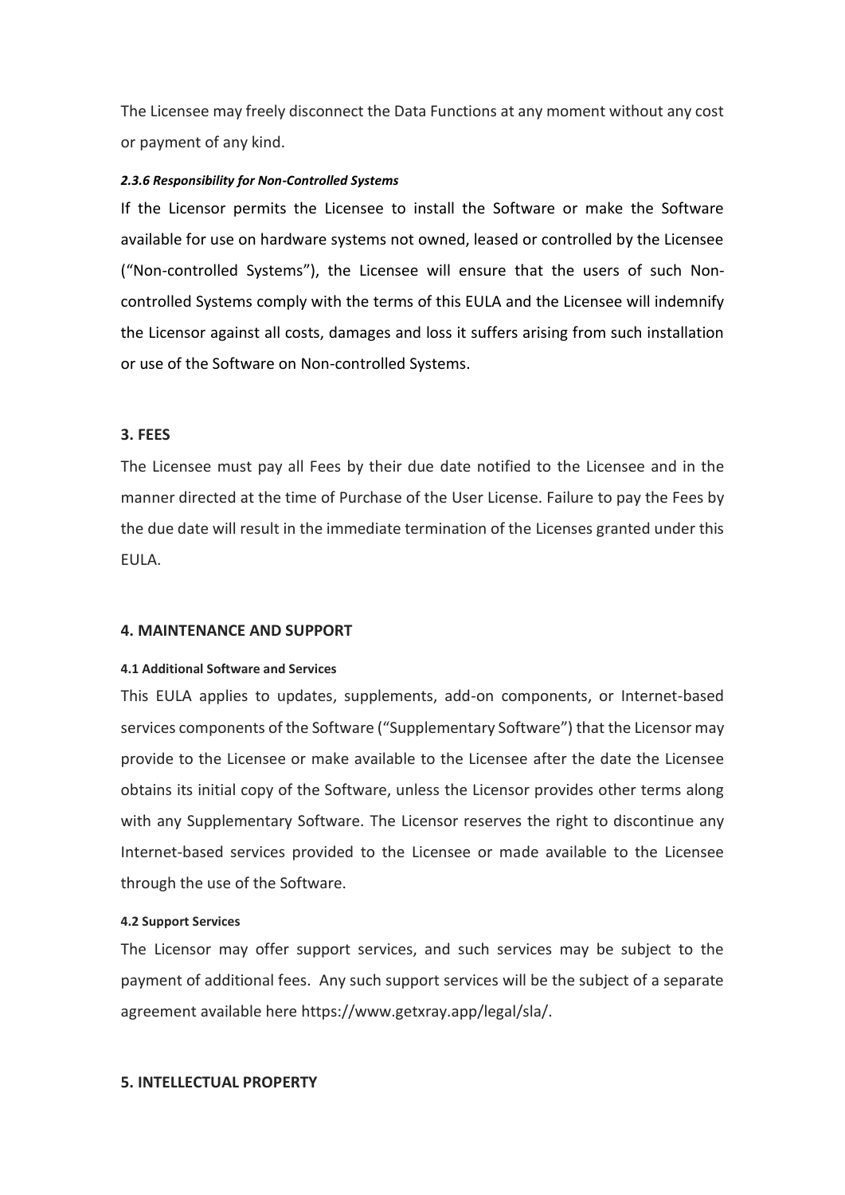The Licensee may freely disconnect the Data Functions at any moment without any cost or payment of any kind.

#### *2.3.6 Responsibility for Non-Controlled Systems*

If the Licensor permits the Licensee to install the Software or make the Software available for use on hardware systems not owned, leased or controlled by the Licensee ("Non-controlled Systems"), the Licensee will ensure that the users of such Non-controlled Systems comply with the terms of this EULA and the Licensee will indemnify the Licensor against all costs, damages and loss it suffers arising from such installation or use of the Software on Non-controlled Systems.

## 3. FEES

The Licensee must pay all Fees by their due date notified to the Licensee and in the manner directed at the time of Purchase of the User License. Failure to pay the Fees by the due date will result in the immediate termination of the Licenses granted under this EULA.

## 4. MAINTENANCE AND SUPPORT

### 4.1 Additional Software and Services

This EULA applies to updates, supplements, add-on components, or Internet-based services components of the Software ("Supplementary Software") that the Licensor may provide to the Licensee or make available to the Licensee after the date the Licensee obtains its initial copy of the Software, unless the Licensor provides other terms along with any Supplementary Software. The Licensor reserves the right to discontinue any Internet-based services provided to the Licensee or made available to the Licensee through the use of the Software.

### 4.2 Support Services

The Licensor may offer support services, and such services may be subject to the payment of additional fees. Any such support services will be the subject of a separate agreement available here https://www.getxray.app/legal/sla/.

## 5. INTELLECTUAL PROPERTY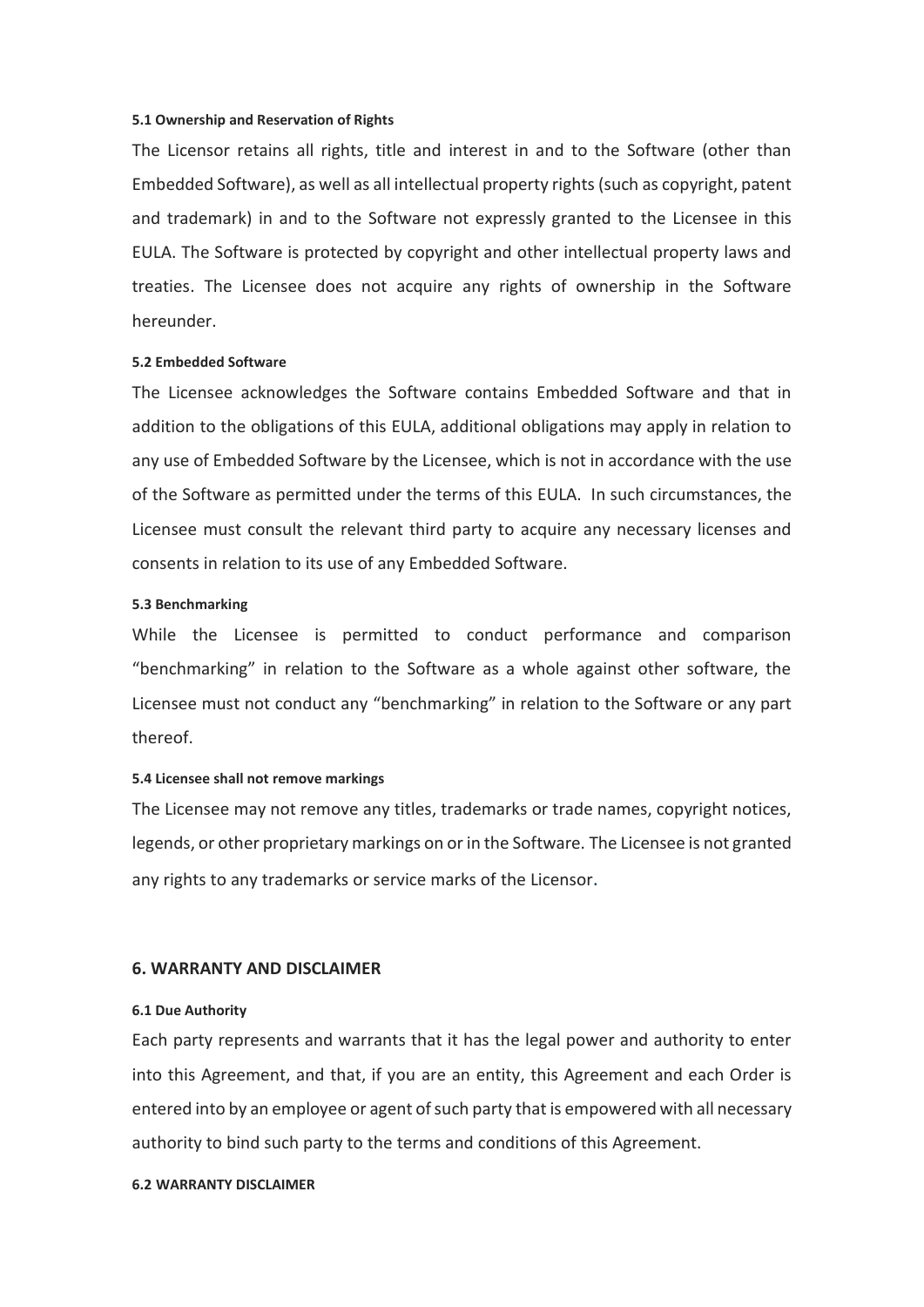#### 5.1 Ownership and Reservation of Rights

The Licensor retains all rights, title and interest in and to the Software (other than Embedded Software), as well as all intellectual property rights (such as copyright, patent and trademark) in and to the Software not expressly granted to the Licensee in this EULA. The Software is protected by copyright and other intellectual property laws and treaties. The Licensee does not acquire any rights of ownership in the Software hereunder.

#### 5.2 Embedded Software

The Licensee acknowledges the Software contains Embedded Software and that in addition to the obligations of this EULA, additional obligations may apply in relation to any use of Embedded Software by the Licensee, which is not in accordance with the use of the Software as permitted under the terms of this EULA. In such circumstances, the Licensee must consult the relevant third party to acquire any necessary licenses and consents in relation to its use of any Embedded Software.

#### 5.3 Benchmarking

While the Licensee is permitted to conduct performance and comparison "benchmarking" in relation to the Software as a whole against other software, the Licensee must not conduct any "benchmarking" in relation to the Software or any part thereof.

#### 5.4 Licensee shall not remove markings

The Licensee may not remove any titles, trademarks or trade names, copyright notices, legends, or other proprietary markings on or in the Software. The Licensee is not granted any rights to any trademarks or service marks of the Licensor.

### 6. WARRANTY AND DISCLAIMER

#### 6.1 Due Authority

Each party represents and warrants that it has the legal power and authority to enter into this Agreement, and that, if you are an entity, this Agreement and each Order is entered into by an employee or agent of such party that is empowered with all necessary authority to bind such party to the terms and conditions of this Agreement.

#### 6.2 WARRANTY DISCLAIMER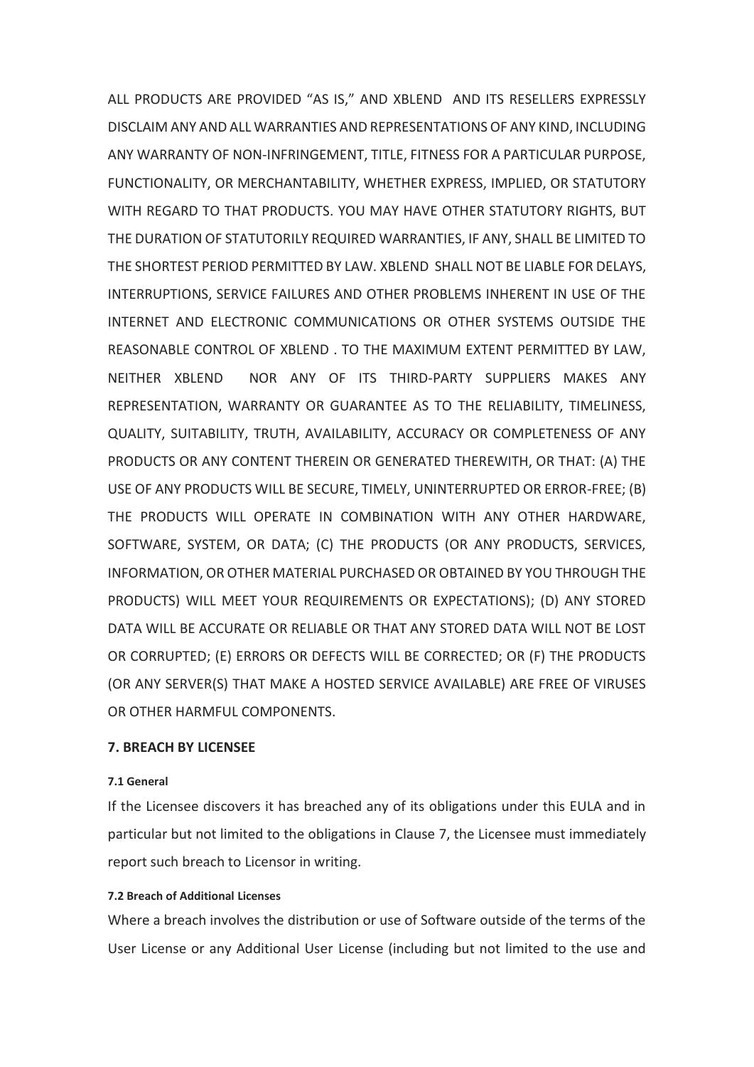ALL PRODUCTS ARE PROVIDED "AS IS," AND XBLEND AND ITS RESELLERS EXPRESSLY DISCLAIM ANY AND ALL WARRANTIES AND REPRESENTATIONS OF ANY KIND, INCLUDING ANY WARRANTY OF NON-INFRINGEMENT, TITLE, FITNESS FOR A PARTICULAR PURPOSE, FUNCTIONALITY, OR MERCHANTABILITY, WHETHER EXPRESS, IMPLIED, OR STATUTORY WITH REGARD TO THAT PRODUCTS. YOU MAY HAVE OTHER STATUTORY RIGHTS, BUT THE DURATION OF STATUTORILY REQUIRED WARRANTIES, IF ANY, SHALL BE LIMITED TO THE SHORTEST PERIOD PERMITTED BY LAW. XBLEND SHALL NOT BE LIABLE FOR DELAYS, INTERRUPTIONS, SERVICE FAILURES AND OTHER PROBLEMS INHERENT IN USE OF THE INTERNET AND ELECTRONIC COMMUNICATIONS OR OTHER SYSTEMS OUTSIDE THE REASONABLE CONTROL OF XBLEND . TO THE MAXIMUM EXTENT PERMITTED BY LAW, NEITHER XBLEND NOR ANY OF ITS THIRD-PARTY SUPPLIERS MAKES ANY REPRESENTATION, WARRANTY OR GUARANTEE AS TO THE RELIABILITY, TIMELINESS, QUALITY, SUITABILITY, TRUTH, AVAILABILITY, ACCURACY OR COMPLETENESS OF ANY PRODUCTS OR ANY CONTENT THEREIN OR GENERATED THEREWITH, OR THAT: (A) THE USE OF ANY PRODUCTS WILL BE SECURE, TIMELY, UNINTERRUPTED OR ERROR-FREE; (B) THE PRODUCTS WILL OPERATE IN COMBINATION WITH ANY OTHER HARDWARE, SOFTWARE, SYSTEM, OR DATA; (C) THE PRODUCTS (OR ANY PRODUCTS, SERVICES, INFORMATION, OR OTHER MATERIAL PURCHASED OR OBTAINED BY YOU THROUGH THE PRODUCTS) WILL MEET YOUR REQUIREMENTS OR EXPECTATIONS); (D) ANY STORED DATA WILL BE ACCURATE OR RELIABLE OR THAT ANY STORED DATA WILL NOT BE LOST OR CORRUPTED; (E) ERRORS OR DEFECTS WILL BE CORRECTED; OR (F) THE PRODUCTS (OR ANY SERVER(S) THAT MAKE A HOSTED SERVICE AVAILABLE) ARE FREE OF VIRUSES OR OTHER HARMFUL COMPONENTS.

## 7. BREACH BY LICENSEE

#### 7.1 General

If the Licensee discovers it has breached any of its obligations under this EULA and in particular but not limited to the obligations in Clause 7, the Licensee must immediately report such breach to Licensor in writing.

#### 7.2 Breach of Additional Licenses

Where a breach involves the distribution or use of Software outside of the terms of the User License or any Additional User License (including but not limited to the use and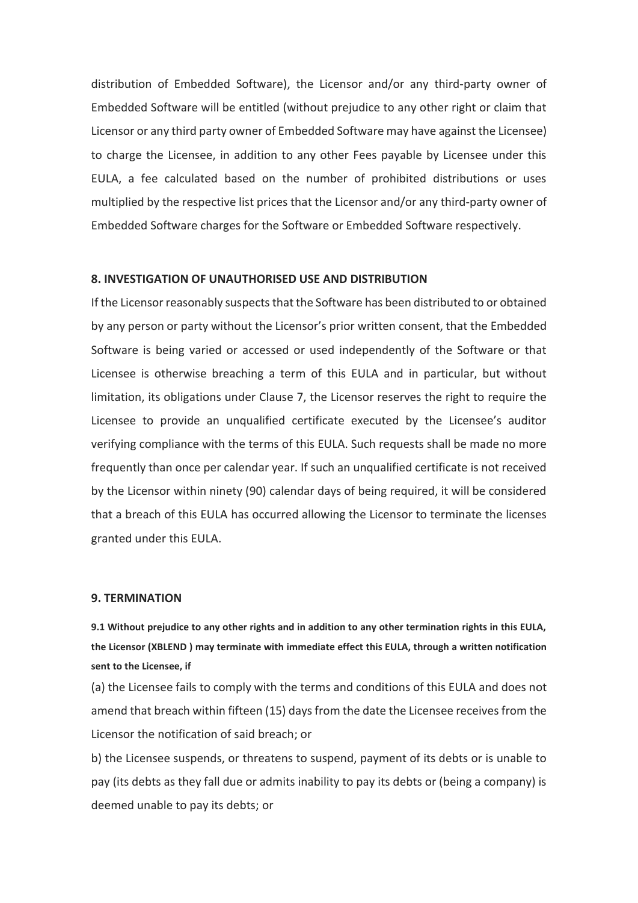distribution of Embedded Software), the Licensor and/or any third-party owner of Embedded Software will be entitled (without prejudice to any other right or claim that Licensor or any third party owner of Embedded Software may have against the Licensee) to charge the Licensee, in addition to any other Fees payable by Licensee under this EULA, a fee calculated based on the number of prohibited distributions or uses multiplied by the respective list prices that the Licensor and/or any third-party owner of Embedded Software charges for the Software or Embedded Software respectively.

**8. INVESTIGATION OF UNAUTHORISED USE AND DISTRIBUTION**

If the Licensor reasonably suspects that the Software has been distributed to or obtained by any person or party without the Licensor's prior written consent, that the Embedded Software is being varied or accessed or used independently of the Software or that Licensee is otherwise breaching a term of this EULA and in particular, but without limitation, its obligations under Clause 7, the Licensor reserves the right to require the Licensee to provide an unqualified certificate executed by the Licensee's auditor verifying compliance with the terms of this EULA. Such requests shall be made no more frequently than once per calendar year. If such an unqualified certificate is not received by the Licensor within ninety (90) calendar days of being required, it will be considered that a breach of this EULA has occurred allowing the Licensor to terminate the licenses granted under this EULA.

**9. TERMINATION**

**9.1 Without prejudice to any other rights and in addition to any other termination rights in this EULA, the Licensor (XBLEND ) may terminate with immediate effect this EULA, through a written notification sent to the Licensee, if**

(a) the Licensee fails to comply with the terms and conditions of this EULA and does not amend that breach within fifteen (15) days from the date the Licensee receives from the Licensor the notification of said breach; or

b) the Licensee suspends, or threatens to suspend, payment of its debts or is unable to pay (its debts as they fall due or admits inability to pay its debts or (being a company) is deemed unable to pay its debts; or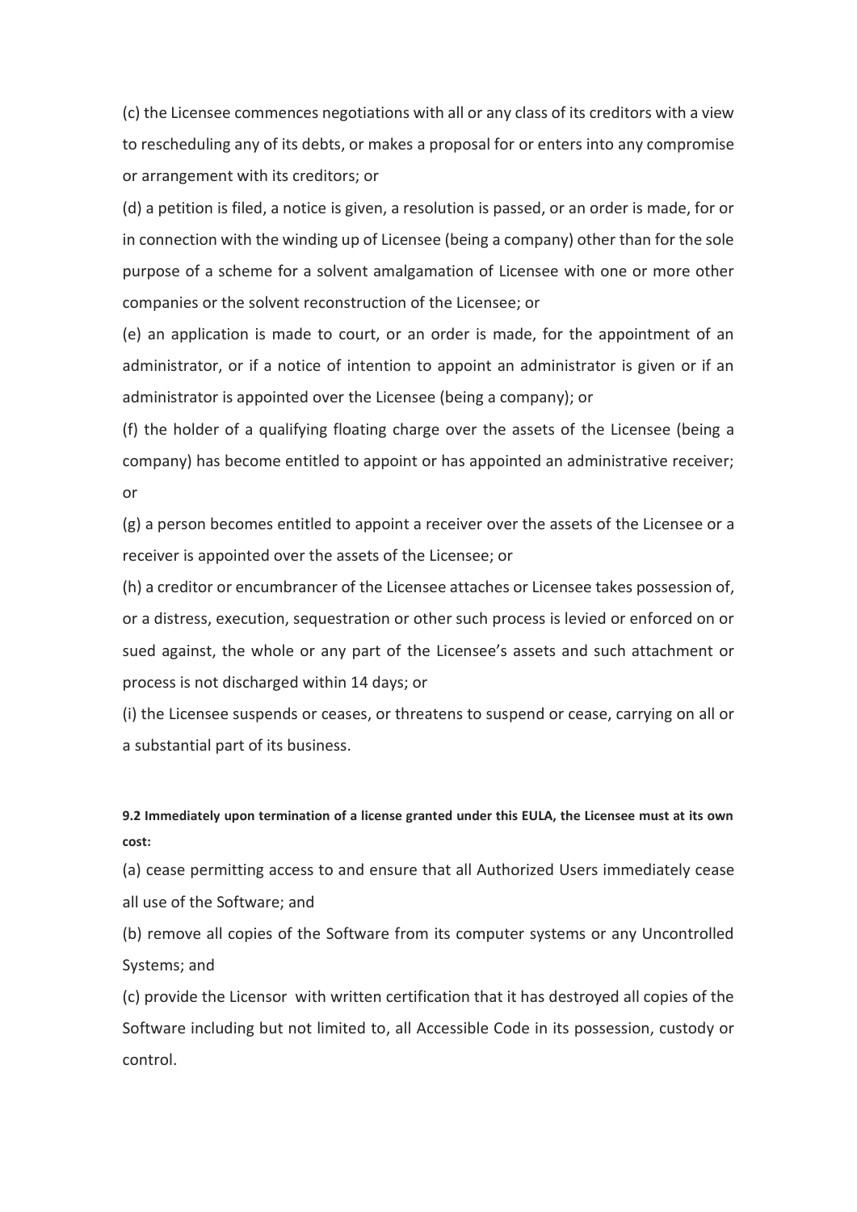(c) the Licensee commences negotiations with all or any class of its creditors with a view to rescheduling any of its debts, or makes a proposal for or enters into any compromise or arrangement with its creditors; or

(d) a petition is filed, a notice is given, a resolution is passed, or an order is made, for or in connection with the winding up of Licensee (being a company) other than for the sole purpose of a scheme for a solvent amalgamation of Licensee with one or more other companies or the solvent reconstruction of the Licensee; or

(e) an application is made to court, or an order is made, for the appointment of an administrator, or if a notice of intention to appoint an administrator is given or if an administrator is appointed over the Licensee (being a company); or

(f) the holder of a qualifying floating charge over the assets of the Licensee (being a company) has become entitled to appoint or has appointed an administrative receiver; or

(g) a person becomes entitled to appoint a receiver over the assets of the Licensee or a receiver is appointed over the assets of the Licensee; or

(h) a creditor or encumbrancer of the Licensee attaches or Licensee takes possession of, or a distress, execution, sequestration or other such process is levied or enforced on or sued against, the whole or any part of the Licensee's assets and such attachment or process is not discharged within 14 days; or

(i) the Licensee suspends or ceases, or threatens to suspend or cease, carrying on all or a substantial part of its business.

**9.2 Immediately upon termination of a license granted under this EULA, the Licensee must at its own cost:**

(a) cease permitting access to and ensure that all Authorized Users immediately cease all use of the Software; and

(b) remove all copies of the Software from its computer systems or any Uncontrolled Systems; and

(c) provide the Licensor with written certification that it has destroyed all copies of the Software including but not limited to, all Accessible Code in its possession, custody or control.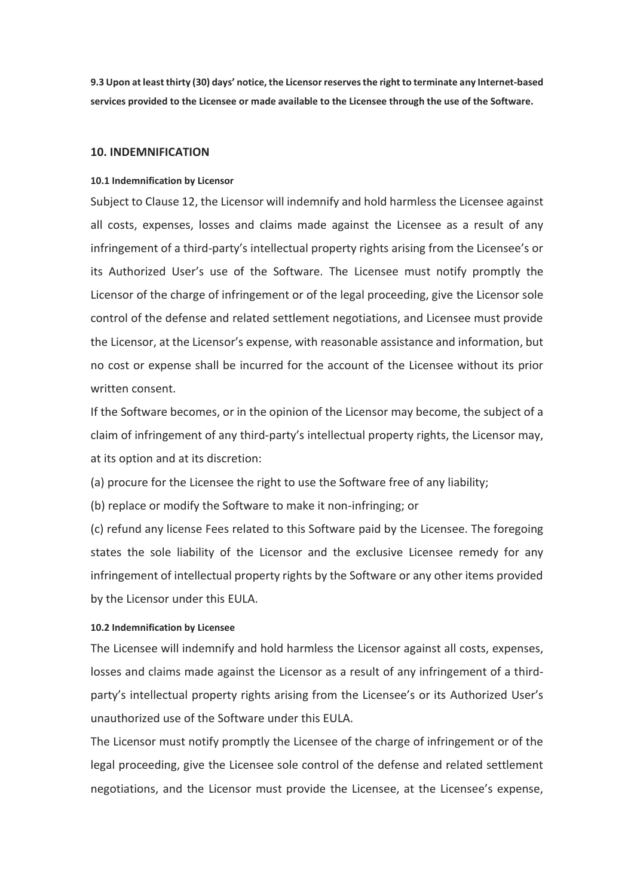**9.3 Upon at least thirty (30) days' notice, the Licensor reserves the right to terminate any Internet-based services provided to the Licensee or made available to the Licensee through the use of the Software.**

## 10. INDEMNIFICATION

#### 10.1 Indemnification by Licensor

Subject to Clause 12, the Licensor will indemnify and hold harmless the Licensee against all costs, expenses, losses and claims made against the Licensee as a result of any infringement of a third-party's intellectual property rights arising from the Licensee's or its Authorized User's use of the Software. The Licensee must notify promptly the Licensor of the charge of infringement or of the legal proceeding, give the Licensor sole control of the defense and related settlement negotiations, and Licensee must provide the Licensor, at the Licensor's expense, with reasonable assistance and information, but no cost or expense shall be incurred for the account of the Licensee without its prior written consent.

If the Software becomes, or in the opinion of the Licensor may become, the subject of a claim of infringement of any third-party's intellectual property rights, the Licensor may, at its option and at its discretion:

(a) procure for the Licensee the right to use the Software free of any liability;

(b) replace or modify the Software to make it non-infringing; or

(c) refund any license Fees related to this Software paid by the Licensee. The foregoing states the sole liability of the Licensor and the exclusive Licensee remedy for any infringement of intellectual property rights by the Software or any other items provided by the Licensor under this EULA.

#### 10.2 Indemnification by Licensee

The Licensee will indemnify and hold harmless the Licensor against all costs, expenses, losses and claims made against the Licensor as a result of any infringement of a third-party's intellectual property rights arising from the Licensee's or its Authorized User's unauthorized use of the Software under this EULA.

The Licensor must notify promptly the Licensee of the charge of infringement or of the legal proceeding, give the Licensee sole control of the defense and related settlement negotiations, and the Licensor must provide the Licensee, at the Licensee's expense,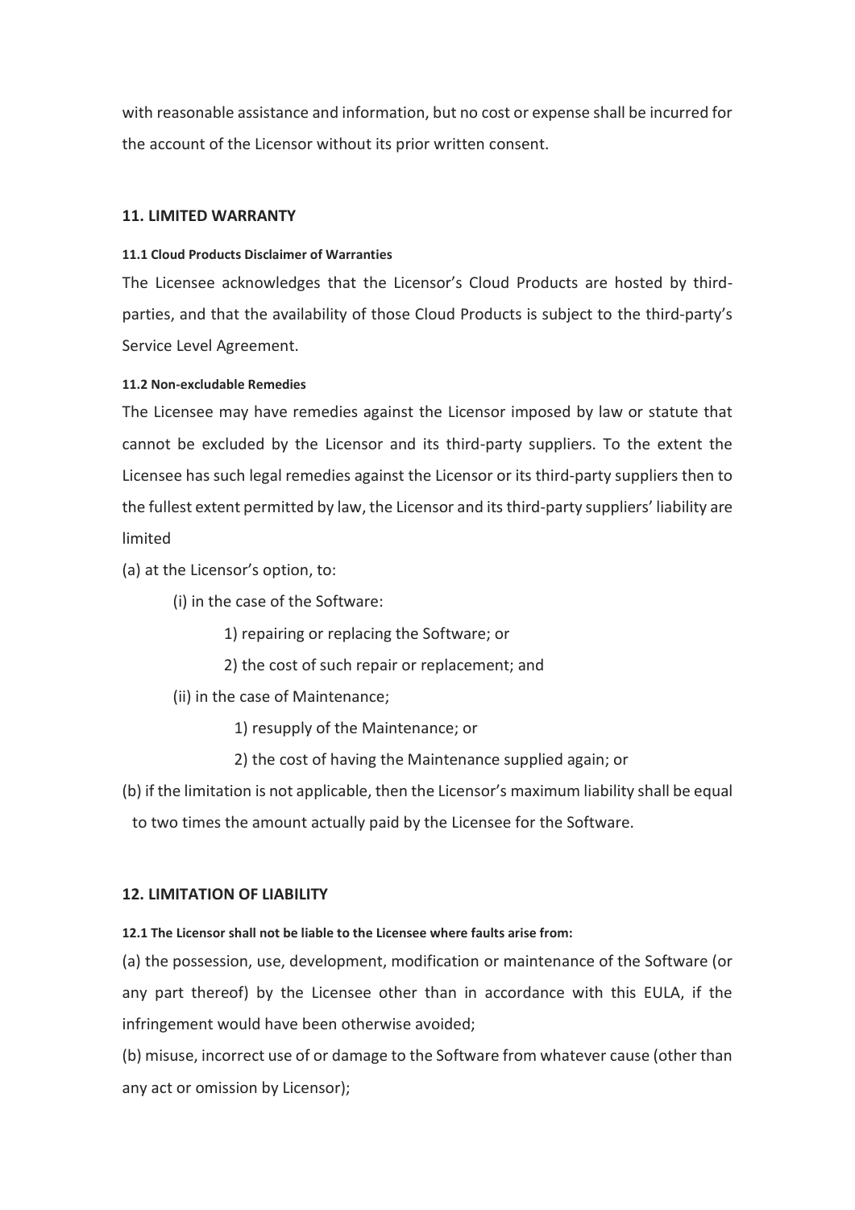with reasonable assistance and information, but no cost or expense shall be incurred for the account of the Licensor without its prior written consent.

## 11. LIMITED WARRANTY

#### 11.1 Cloud Products Disclaimer of Warranties

The Licensee acknowledges that the Licensor's Cloud Products are hosted by third-parties, and that the availability of those Cloud Products is subject to the third-party's Service Level Agreement.

#### 11.2 Non-excludable Remedies

The Licensee may have remedies against the Licensor imposed by law or statute that cannot be excluded by the Licensor and its third-party suppliers. To the extent the Licensee has such legal remedies against the Licensor or its third-party suppliers then to the fullest extent permitted by law, the Licensor and its third-party suppliers' liability are limited

(a) at the Licensor's option, to:

- (i) in the case of the Software:
  - 1) repairing or replacing the Software; or
  - 2) the cost of such repair or replacement; and
- (ii) in the case of Maintenance;
  - 1) resupply of the Maintenance; or
  - 2) the cost of having the Maintenance supplied again; or

(b) if the limitation is not applicable, then the Licensor's maximum liability shall be equal to two times the amount actually paid by the Licensee for the Software.

## 12. LIMITATION OF LIABILITY

#### 12.1 The Licensor shall not be liable to the Licensee where faults arise from:

(a) the possession, use, development, modification or maintenance of the Software (or any part thereof) by the Licensee other than in accordance with this EULA, if the infringement would have been otherwise avoided;

(b) misuse, incorrect use of or damage to the Software from whatever cause (other than any act or omission by Licensor);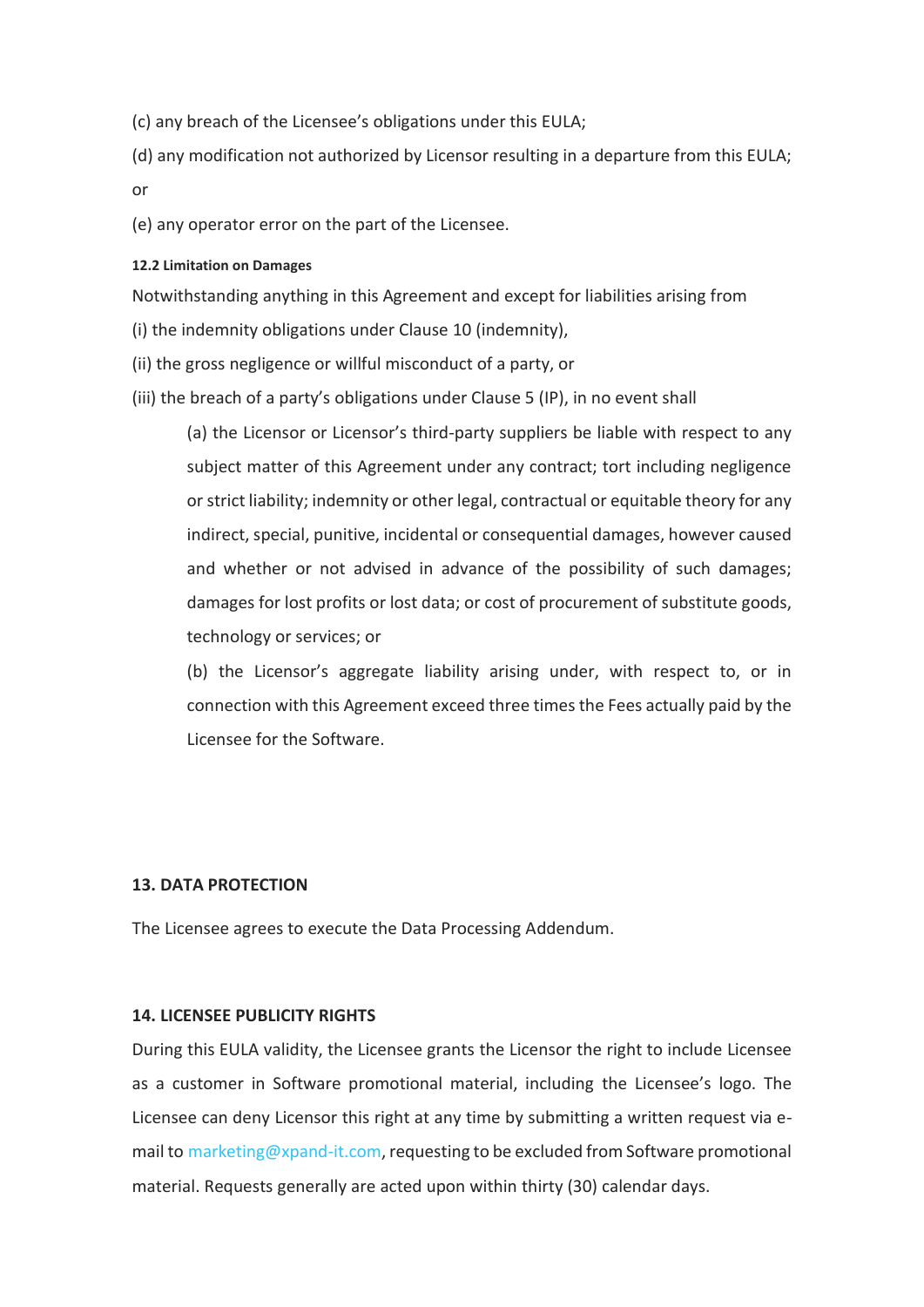(c) any breach of the Licensee's obligations under this EULA;

(d) any modification not authorized by Licensor resulting in a departure from this EULA; or

(e) any operator error on the part of the Licensee.

#### 12.2 Limitation on Damages

Notwithstanding anything in this Agreement and except for liabilities arising from

(i) the indemnity obligations under Clause 10 (indemnity),

(ii) the gross negligence or willful misconduct of a party, or

(iii) the breach of a party's obligations under Clause 5 (IP), in no event shall

> (a) the Licensor or Licensor's third-party suppliers be liable with respect to any subject matter of this Agreement under any contract; tort including negligence or strict liability; indemnity or other legal, contractual or equitable theory for any indirect, special, punitive, incidental or consequential damages, however caused and whether or not advised in advance of the possibility of such damages; damages for lost profits or lost data; or cost of procurement of substitute goods, technology or services; or
>
> (b) the Licensor's aggregate liability arising under, with respect to, or in connection with this Agreement exceed three times the Fees actually paid by the Licensee for the Software.

### 13. DATA PROTECTION

The Licensee agrees to execute the Data Processing Addendum.

### 14. LICENSEE PUBLICITY RIGHTS

During this EULA validity, the Licensee grants the Licensor the right to include Licensee as a customer in Software promotional material, including the Licensee's logo. The Licensee can deny Licensor this right at any time by submitting a written request via e-mail to marketing@xpand-it.com, requesting to be excluded from Software promotional material. Requests generally are acted upon within thirty (30) calendar days.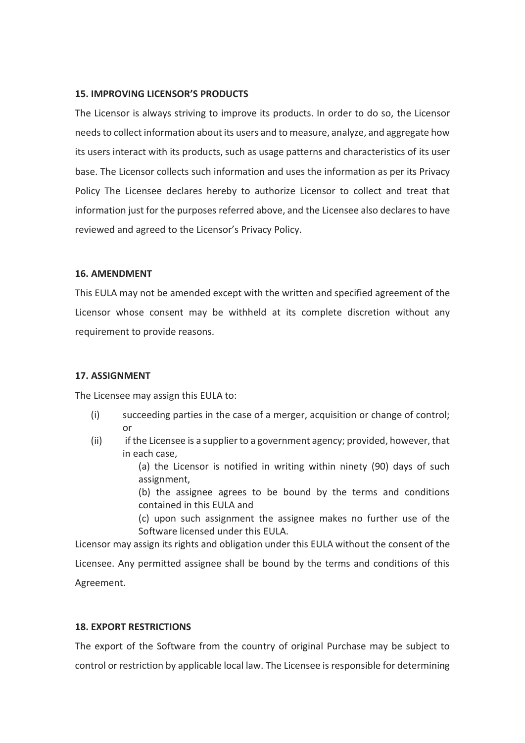**15. IMPROVING LICENSOR'S PRODUCTS**

The Licensor is always striving to improve its products. In order to do so, the Licensor needs to collect information about its users and to measure, analyze, and aggregate how its users interact with its products, such as usage patterns and characteristics of its user base. The Licensor collects such information and uses the information as per its Privacy Policy The Licensee declares hereby to authorize Licensor to collect and treat that information just for the purposes referred above, and the Licensee also declares to have reviewed and agreed to the Licensor's Privacy Policy.

**16. AMENDMENT**

This EULA may not be amended except with the written and specified agreement of the Licensor whose consent may be withheld at its complete discretion without any requirement to provide reasons.

**17. ASSIGNMENT**

The Licensee may assign this EULA to:

(i) succeeding parties in the case of a merger, acquisition or change of control; or

(ii) if the Licensee is a supplier to a government agency; provided, however, that in each case,

  (a) the Licensor is notified in writing within ninety (90) days of such assignment,

  (b) the assignee agrees to be bound by the terms and conditions contained in this EULA and

  (c) upon such assignment the assignee makes no further use of the Software licensed under this EULA.

Licensor may assign its rights and obligation under this EULA without the consent of the Licensee. Any permitted assignee shall be bound by the terms and conditions of this Agreement.

**18. EXPORT RESTRICTIONS**

The export of the Software from the country of original Purchase may be subject to control or restriction by applicable local law. The Licensee is responsible for determining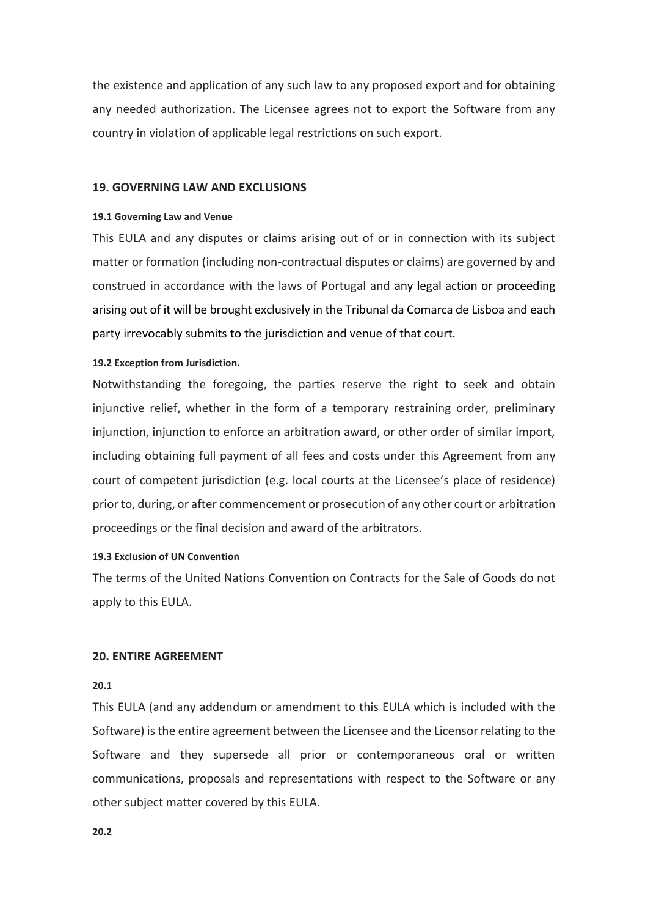the existence and application of any such law to any proposed export and for obtaining any needed authorization. The Licensee agrees not to export the Software from any country in violation of applicable legal restrictions on such export.

## 19. GOVERNING LAW AND EXCLUSIONS

#### 19.1 Governing Law and Venue

This EULA and any disputes or claims arising out of or in connection with its subject matter or formation (including non-contractual disputes or claims) are governed by and construed in accordance with the laws of Portugal and any legal action or proceeding arising out of it will be brought exclusively in the Tribunal da Comarca de Lisboa and each party irrevocably submits to the jurisdiction and venue of that court.

#### 19.2 Exception from Jurisdiction.

Notwithstanding the foregoing, the parties reserve the right to seek and obtain injunctive relief, whether in the form of a temporary restraining order, preliminary injunction, injunction to enforce an arbitration award, or other order of similar import, including obtaining full payment of all fees and costs under this Agreement from any court of competent jurisdiction (e.g. local courts at the Licensee's place of residence) prior to, during, or after commencement or prosecution of any other court or arbitration proceedings or the final decision and award of the arbitrators.

#### 19.3 Exclusion of UN Convention

The terms of the United Nations Convention on Contracts for the Sale of Goods do not apply to this EULA.

## 20. ENTIRE AGREEMENT

#### 20.1

This EULA (and any addendum or amendment to this EULA which is included with the Software) is the entire agreement between the Licensee and the Licensor relating to the Software and they supersede all prior or contemporaneous oral or written communications, proposals and representations with respect to the Software or any other subject matter covered by this EULA.

#### 20.2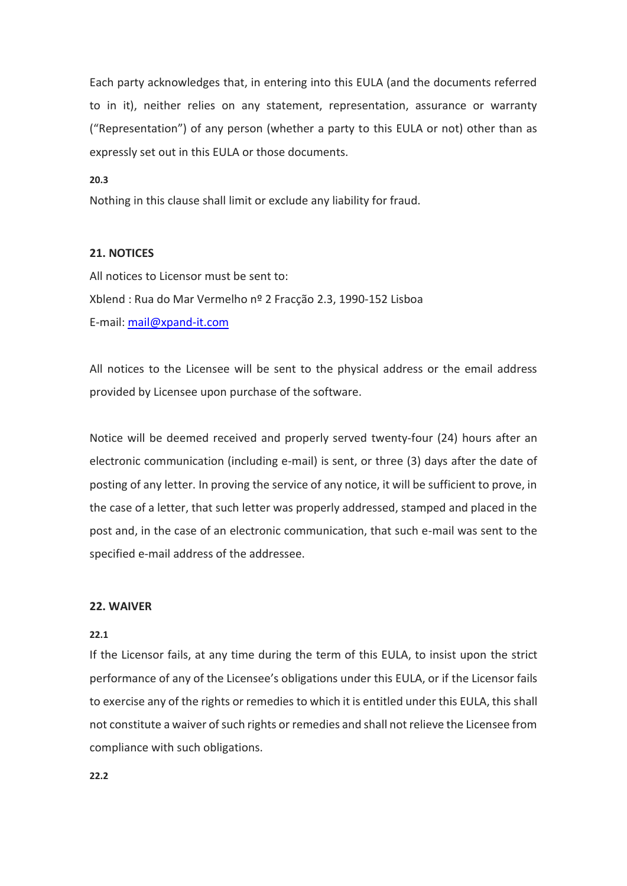Each party acknowledges that, in entering into this EULA (and the documents referred to in it), neither relies on any statement, representation, assurance or warranty ("Representation") of any person (whether a party to this EULA or not) other than as expressly set out in this EULA or those documents.

**20.3**

Nothing in this clause shall limit or exclude any liability for fraud.

## 21. NOTICES

All notices to Licensor must be sent to:

Xblend : Rua do Mar Vermelho nº 2 Fracção 2.3, 1990-152 Lisboa

E-mail: [mail@xpand-it.com](mailto:mail@xpand-it.com)

All notices to the Licensee will be sent to the physical address or the email address provided by Licensee upon purchase of the software.

Notice will be deemed received and properly served twenty-four (24) hours after an electronic communication (including e-mail) is sent, or three (3) days after the date of posting of any letter. In proving the service of any notice, it will be sufficient to prove, in the case of a letter, that such letter was properly addressed, stamped and placed in the post and, in the case of an electronic communication, that such e-mail was sent to the specified e-mail address of the addressee.

## 22. WAIVER

**22.1**

If the Licensor fails, at any time during the term of this EULA, to insist upon the strict performance of any of the Licensee's obligations under this EULA, or if the Licensor fails to exercise any of the rights or remedies to which it is entitled under this EULA, this shall not constitute a waiver of such rights or remedies and shall not relieve the Licensee from compliance with such obligations.

**22.2**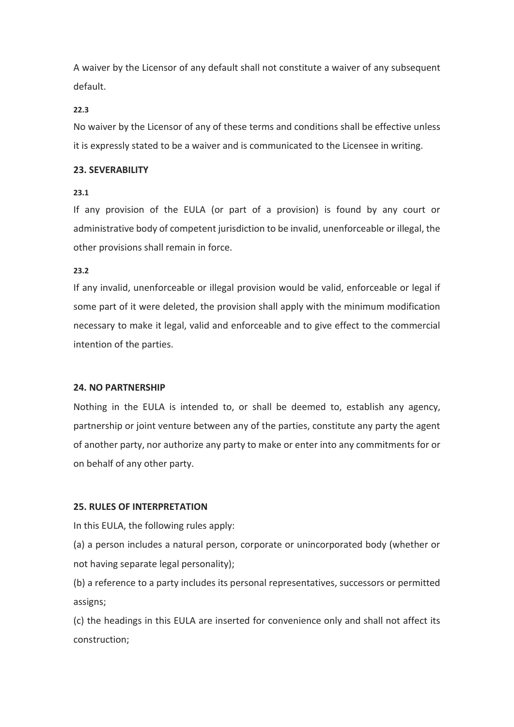A waiver by the Licensor of any default shall not constitute a waiver of any subsequent default.

**22.3**

No waiver by the Licensor of any of these terms and conditions shall be effective unless it is expressly stated to be a waiver and is communicated to the Licensee in writing.

## 23. SEVERABILITY

**23.1**

If any provision of the EULA (or part of a provision) is found by any court or administrative body of competent jurisdiction to be invalid, unenforceable or illegal, the other provisions shall remain in force.

**23.2**

If any invalid, unenforceable or illegal provision would be valid, enforceable or legal if some part of it were deleted, the provision shall apply with the minimum modification necessary to make it legal, valid and enforceable and to give effect to the commercial intention of the parties.

## 24. NO PARTNERSHIP

Nothing in the EULA is intended to, or shall be deemed to, establish any agency, partnership or joint venture between any of the parties, constitute any party the agent of another party, nor authorize any party to make or enter into any commitments for or on behalf of any other party.

## 25. RULES OF INTERPRETATION

In this EULA, the following rules apply:

(a) a person includes a natural person, corporate or unincorporated body (whether or not having separate legal personality);

(b) a reference to a party includes its personal representatives, successors or permitted assigns;

(c) the headings in this EULA are inserted for convenience only and shall not affect its construction;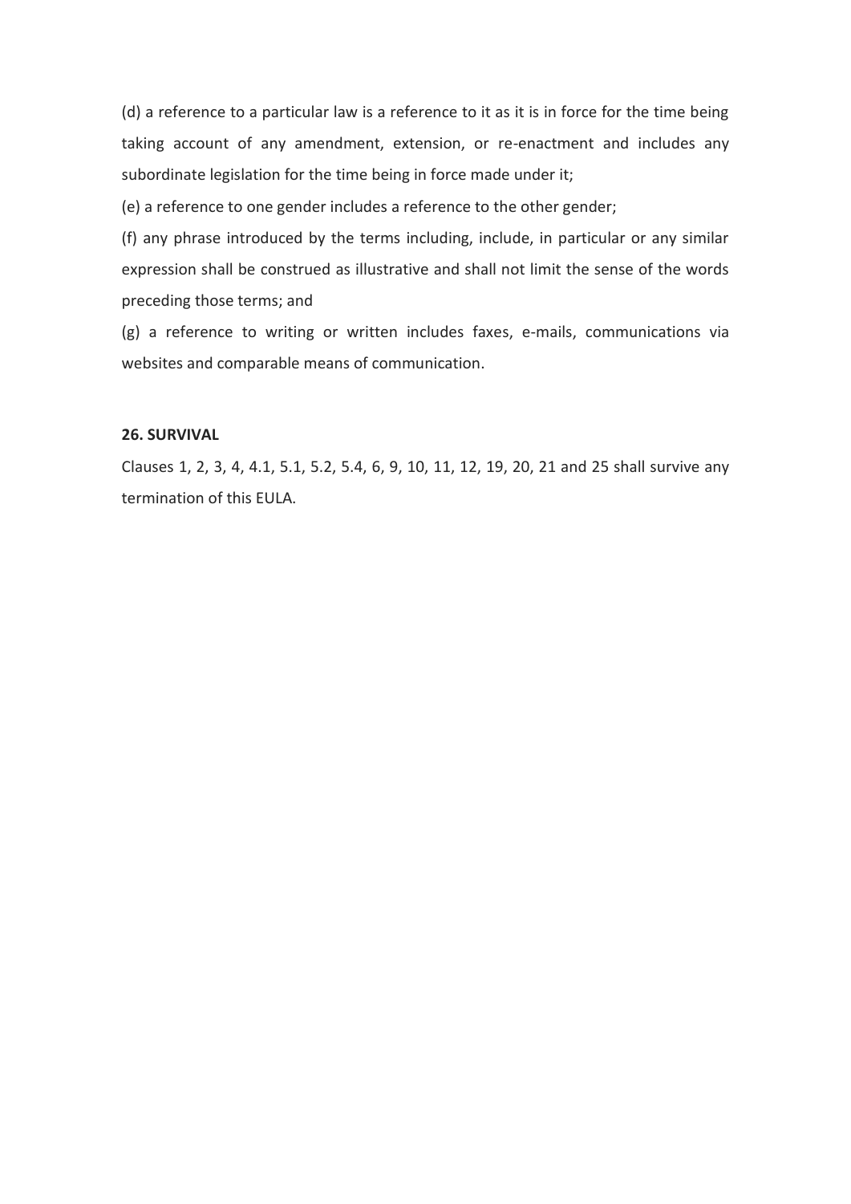(d) a reference to a particular law is a reference to it as it is in force for the time being taking account of any amendment, extension, or re-enactment and includes any subordinate legislation for the time being in force made under it;

(e) a reference to one gender includes a reference to the other gender;

(f) any phrase introduced by the terms including, include, in particular or any similar expression shall be construed as illustrative and shall not limit the sense of the words preceding those terms; and

(g) a reference to writing or written includes faxes, e-mails, communications via websites and comparable means of communication.

**26. SURVIVAL**

Clauses 1, 2, 3, 4, 4.1, 5.1, 5.2, 5.4, 6, 9, 10, 11, 12, 19, 20, 21 and 25 shall survive any termination of this EULA.